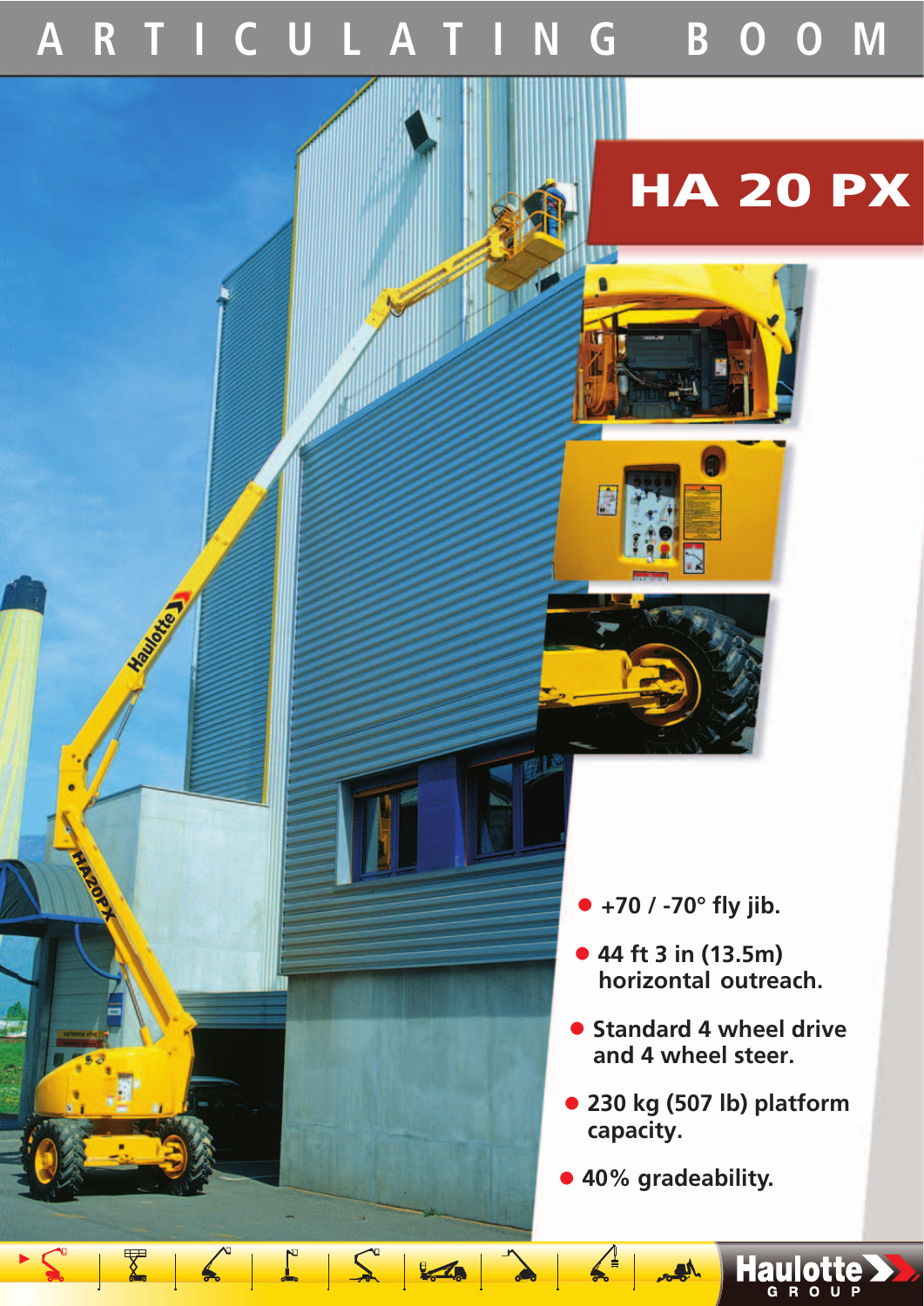# ARTICULATING BOOM

## HA 20 PX

- +70 / -70° fly jib.
- 44 ft 3 in (13.5m) horizontal outreach.
- Standard 4 wheel drive and 4 wheel steer.
- 230 kg (507 lb) platform capacity.
- 40% gradeability.

Haulotte GROUP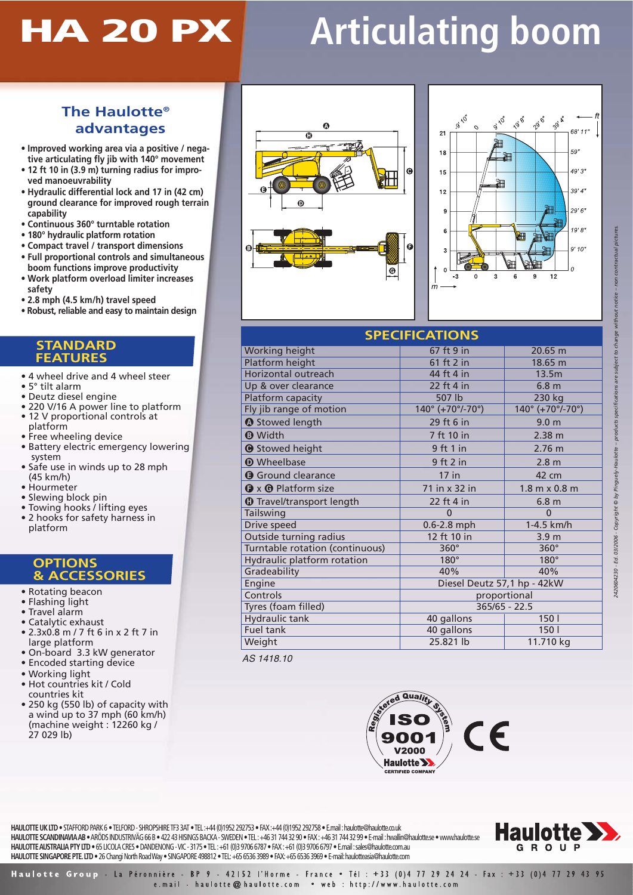# HA 20 PX

# Articulating boom

## The Haulotte® advantages

- Improved working area via a positive / negative articulating fly jib with 140° movement
- 12 ft 10 in (3.9 m) turning radius for improved manoeuvrability
- Hydraulic differential lock and 17 in (42 cm) ground clearance for improved rough terrain capability
- Continuous 360° turntable rotation
- 180° hydraulic platform rotation
- Compact travel / transport dimensions
- Full proportional controls and simultaneous boom functions improve productivity
- Work platform overload limiter increases safety
- 2.8 mph (4.5 km/h) travel speed
- Robust, reliable and easy to maintain design

## STANDARD FEATURES

- 4 wheel drive and 4 wheel steer
- 5° tilt alarm
- Deutz diesel engine
- 220 V/16 A power line to platform
- 12 V proportional controls at platform
- Free wheeling device
- Battery electric emergency lowering system
- Safe use in winds up to 28 mph (45 km/h)
- Hourmeter
- Slewing block pin
- Towing hooks / lifting eyes
- 2 hooks for safety harness in platform

## OPTIONS & ACCESSORIES

- Rotating beacon
- Flashing light
- Travel alarm
- Catalytic exhaust
- 2.3x0.8 m / 7 ft 6 in x 2 ft 7 in large platform
- On-board 3.3 kW generator
- Encoded starting device
- Working light
- Hot countries kit / Cold countries kit
- 250 kg (550 lb) of capacity with a wind up to 37 mph (60 km/h) (machine weight : 12260 kg / 27 029 lb)

A
H
C
E
D
B
F
G

ft
-9' 10"
0
9' 10"
19' 8"
29' 6"
39' 4"
68' 11"
59"
49' 3"
39' 4"
29' 6"
19' 8"
9' 10"
0
21
18
15
12
9
6
3
0
-3
0
3
6
9
12
m

## SPECIFICATIONS

| | | |
|---|---|---|
| Working height | 67 ft 9 in | 20.65 m |
| Platform height | 61 ft 2 in | 18.65 m |
| Horizontal outreach | 44 ft 4 in | 13.5m |
| Up & over clearance | 22 ft 4 in | 6.8 m |
| Platform capacity | 507 lb | 230 kg |
| Fly jib range of motion | 140° (+70°/-70°) | 140° (+70°/-70°) |
| A Stowed length | 29 ft 6 in | 9.0 m |
| B Width | 7 ft 10 in | 2.38 m |
| C Stowed height | 9 ft 1 in | 2.76 m |
| D Wheelbase | 9 ft 2 in | 2.8 m |
| E Ground clearance | 17 in | 42 cm |
| F x G Platform size | 71 in x 32 in | 1.8 m x 0.8 m |
| H Travel/transport length | 22 ft 4 in | 6.8 m |
| Tailswing | 0 | 0 |
| Drive speed | 0.6-2.8 mph | 1-4.5 km/h |
| Outside turning radius | 12 ft 10 in | 3.9 m |
| Turntable rotation (continuous) | 360° | 360° |
| Hydraulic platform rotation | 180° | 180° |
| Gradeability | 40% | 40% |
| Engine | Diesel Deutz 57,1 hp - 42kW | |
| Controls | proportional | |
| Tyres (foam filled) | 365/65 - 22.5 | |
| Hydraulic tank | 40 gallons | 150 l |
| Fuel tank | 40 gallons | 150 l |
| Weight | 25.821 lb | 11.710 kg |

*AS 1418.10*

Registered Quality System ISO 9001 V2000 Haulotte CERTIFIED COMPANY

CE

*2420604230 - Ed. 03/2006 - Copyright © by Pinguely-Haulotte – products specifications are subject to change without notice – non contractual pictures.*

**HAULOTTE UK LTD** • STAFFORD PARK 6 • TELFORD - SHROPSHIRE TF3 3AT • TEL : +44 (0)1952 292753 • FAX : +44 (0)1952 292758 • E.mail : haulotte@haulotte.co.uk
**HAULOTTE SCANDINAVIA AB** • ARÖDS INDUSTRIVÄG 66 B • 422 43 HISINGS BACKA - SWEDEN • TEL : +46 31 744 32 90 • FAX : +46 31 744 32 99 • E-mail : hwallin@haulotte.se • www.haulotte.se
**HAULOTTE AUSTRALIA PTY LTD** • 65 LICOLA CRES • DANDENONG - VIC - 3175 • TEL : +61 (0)3 9706 6787 • FAX : +61 (0)3 9706 6797 • E.mail : sales@haulotte.com.au
**HAULOTTE SINGAPORE PTE. LTD** • 26 Changi North Road Way • SINGAPORE 498812 • TEL: +65 6536 3989 • FAX: +65 6536 3969 • E-mail: haulotteasia@haulotte.com

Haulotte GROUP

**Haulotte Group** - La Péronnière - BP 9 - 42152 l'Horme - France • Tél : +33 (0)4 77 29 24 24 - Fax : +33 (0)4 77 29 43 95
e.mail - haulotte@haulotte.com • web : http://www.haulotte.com